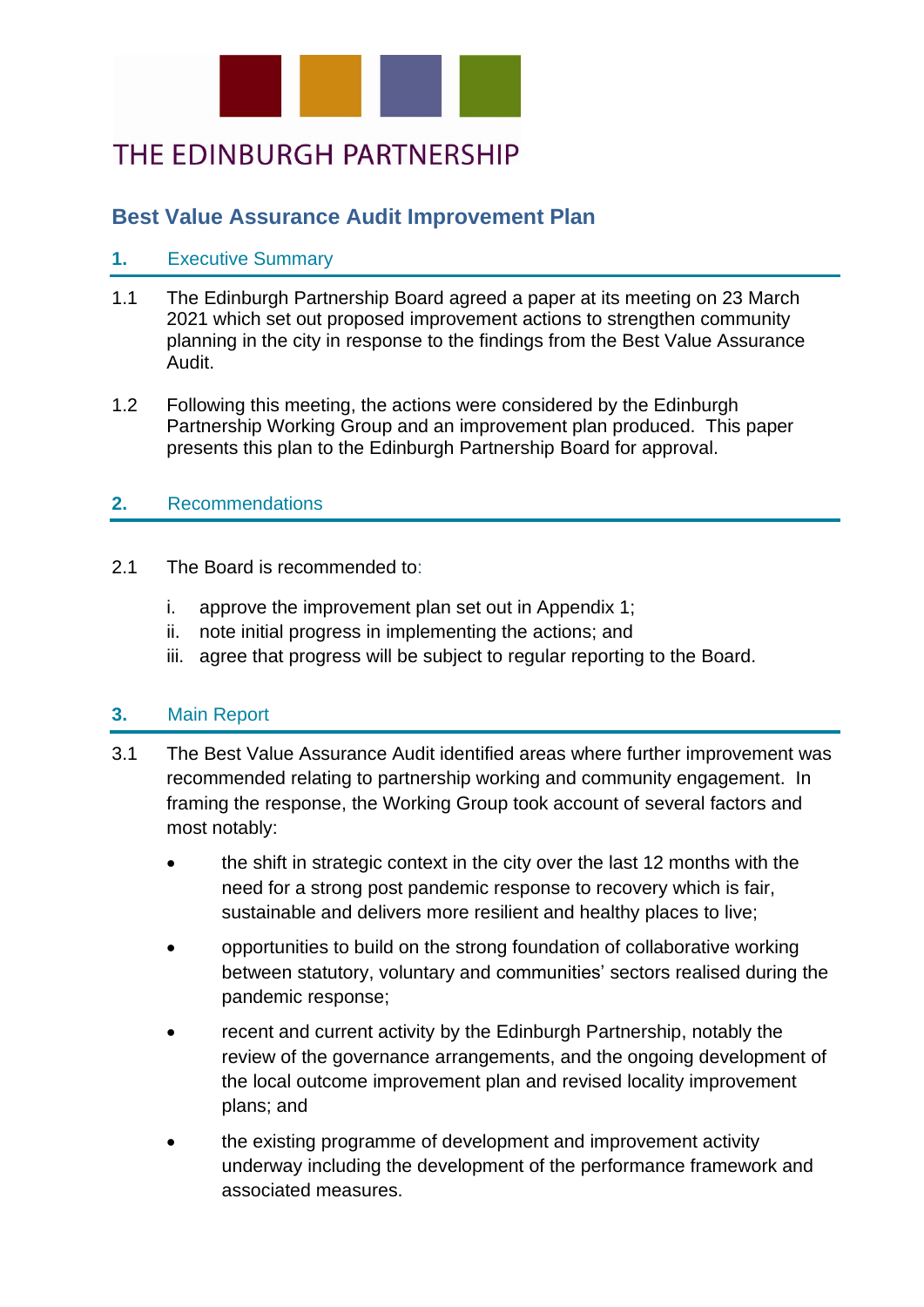THE EDINBURGH PARTNERSHIP

# Best Value Assurance Audit Improvement Plan

## 1. Executive Summary

1.1 The Edinburgh Partnership Board agreed a paper at its meeting on 23 March 2021 which set out proposed improvement actions to strengthen community planning in the city in response to the findings from the Best Value Assurance Audit.

1.2 Following this meeting, the actions were considered by the Edinburgh Partnership Working Group and an improvement plan produced. This paper presents this plan to the Edinburgh Partnership Board for approval.

## 2. Recommendations

2.1 The Board is recommended to:

- i. approve the improvement plan set out in Appendix 1;
- ii. note initial progress in implementing the actions; and
- iii. agree that progress will be subject to regular reporting to the Board.

## 3. Main Report

3.1 The Best Value Assurance Audit identified areas where further improvement was recommended relating to partnership working and community engagement. In framing the response, the Working Group took account of several factors and most notably:

- the shift in strategic context in the city over the last 12 months with the need for a strong post pandemic response to recovery which is fair, sustainable and delivers more resilient and healthy places to live;
- opportunities to build on the strong foundation of collaborative working between statutory, voluntary and communities' sectors realised during the pandemic response;
- recent and current activity by the Edinburgh Partnership, notably the review of the governance arrangements, and the ongoing development of the local outcome improvement plan and revised locality improvement plans; and
- the existing programme of development and improvement activity underway including the development of the performance framework and associated measures.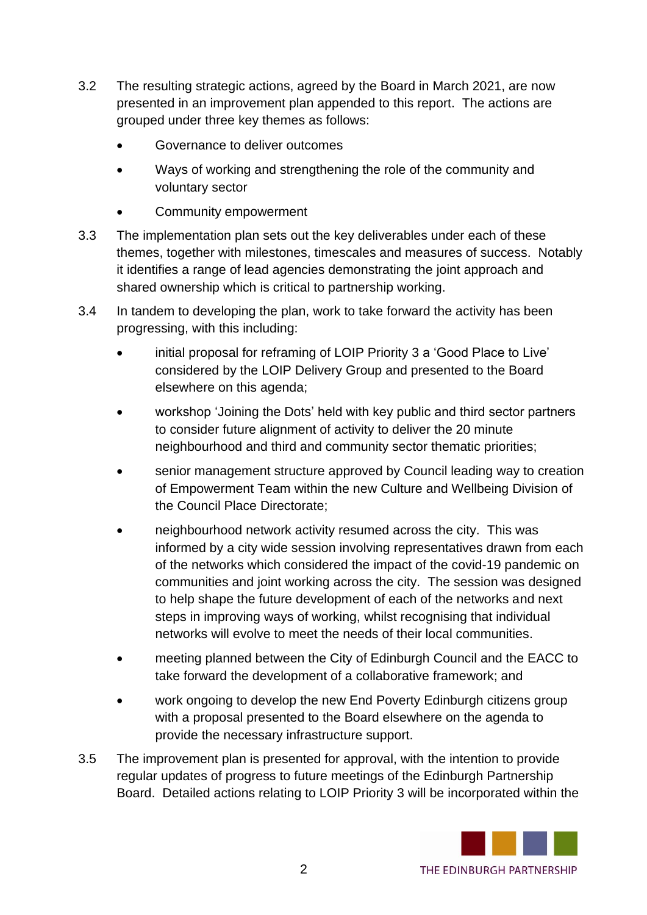3.2 The resulting strategic actions, agreed by the Board in March 2021, are now presented in an improvement plan appended to this report. The actions are grouped under three key themes as follows:

- Governance to deliver outcomes
- Ways of working and strengthening the role of the community and voluntary sector
- Community empowerment

3.3 The implementation plan sets out the key deliverables under each of these themes, together with milestones, timescales and measures of success. Notably it identifies a range of lead agencies demonstrating the joint approach and shared ownership which is critical to partnership working.

3.4 In tandem to developing the plan, work to take forward the activity has been progressing, with this including:

- initial proposal for reframing of LOIP Priority 3 a 'Good Place to Live' considered by the LOIP Delivery Group and presented to the Board elsewhere on this agenda;
- workshop 'Joining the Dots' held with key public and third sector partners to consider future alignment of activity to deliver the 20 minute neighbourhood and third and community sector thematic priorities;
- senior management structure approved by Council leading way to creation of Empowerment Team within the new Culture and Wellbeing Division of the Council Place Directorate;
- neighbourhood network activity resumed across the city. This was informed by a city wide session involving representatives drawn from each of the networks which considered the impact of the covid-19 pandemic on communities and joint working across the city. The session was designed to help shape the future development of each of the networks and next steps in improving ways of working, whilst recognising that individual networks will evolve to meet the needs of their local communities.
- meeting planned between the City of Edinburgh Council and the EACC to take forward the development of a collaborative framework; and
- work ongoing to develop the new End Poverty Edinburgh citizens group with a proposal presented to the Board elsewhere on the agenda to provide the necessary infrastructure support.

3.5 The improvement plan is presented for approval, with the intention to provide regular updates of progress to future meetings of the Edinburgh Partnership Board. Detailed actions relating to LOIP Priority 3 will be incorporated within the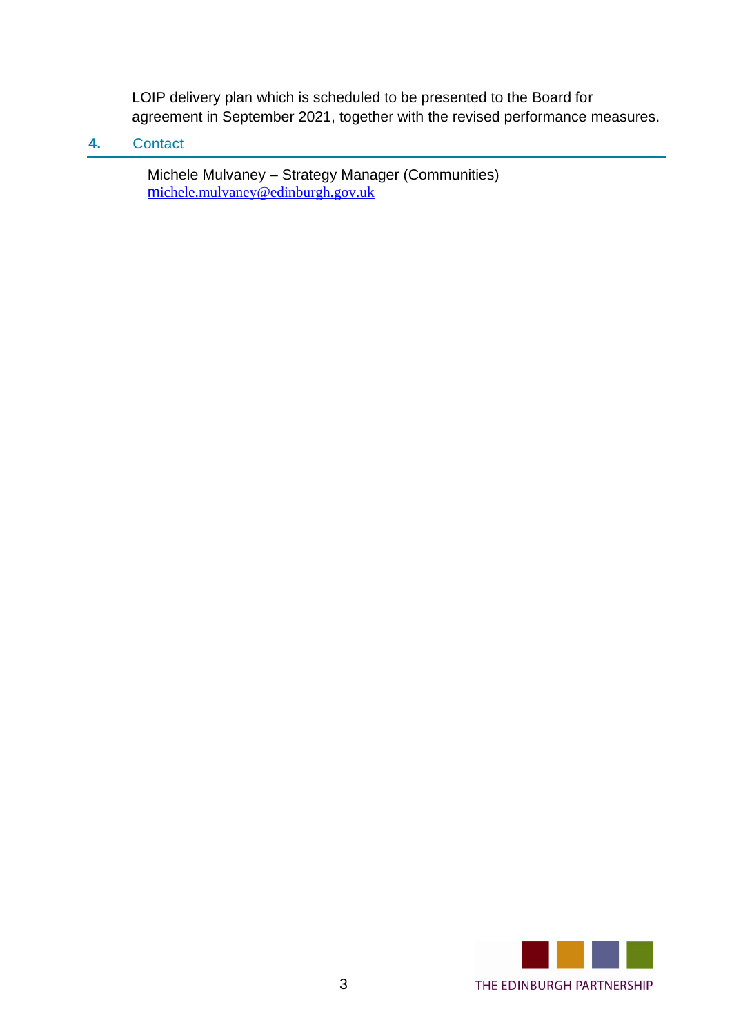LOIP delivery plan which is scheduled to be presented to the Board for agreement in September 2021, together with the revised performance measures.

## 4. Contact

Michele Mulvaney – Strategy Manager (Communities)
michele.mulvaney@edinburgh.gov.uk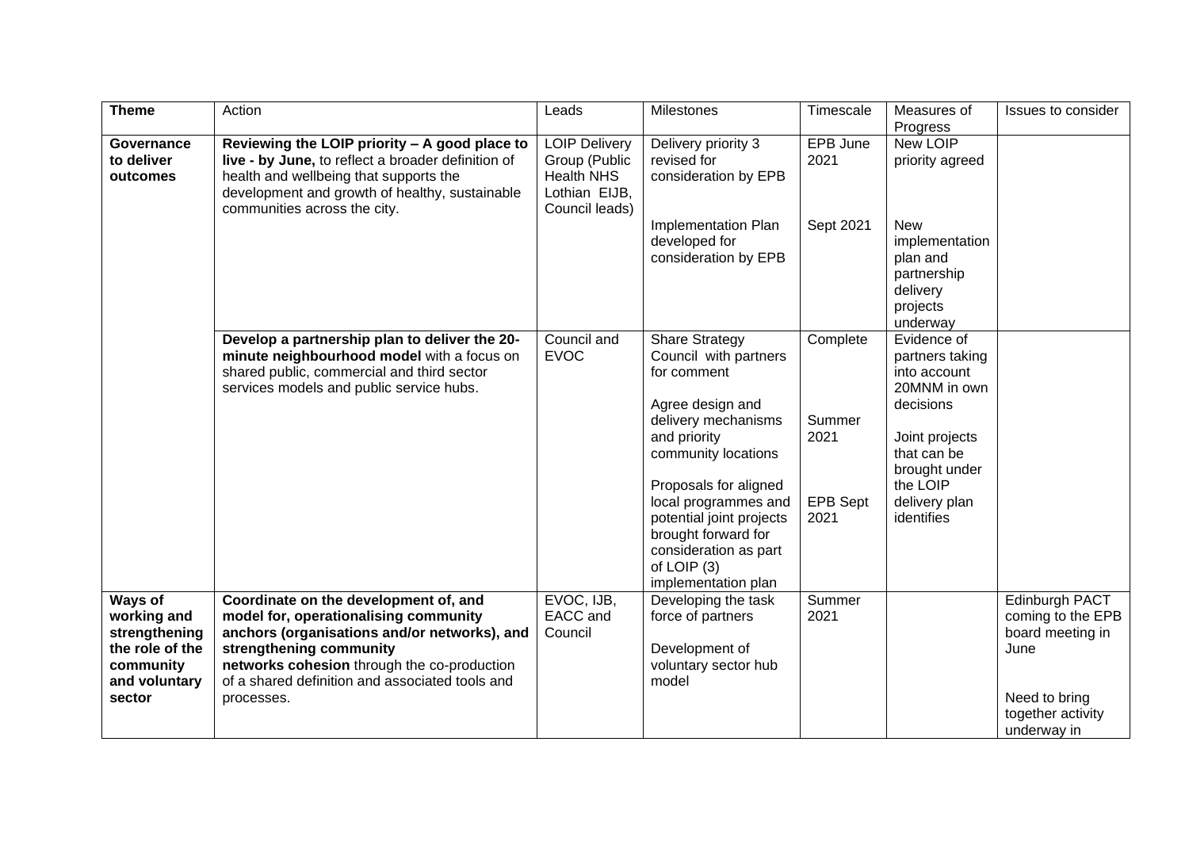| Theme | Action | Leads | Milestones | Timescale | Measures of Progress | Issues to consider |
|---|---|---|---|---|---|---|
| **Governance to deliver outcomes** | **Reviewing the LOIP priority – A good place to live - by June,** to reflect a broader definition of health and wellbeing that supports the development and growth of healthy, sustainable communities across the city. | LOIP Delivery Group (Public Health NHS Lothian EIJB, Council leads) | Delivery priority 3 revised for consideration by EPB<br><br>Implementation Plan developed for consideration by EPB | EPB June 2021<br><br>Sept 2021 | New LOIP priority agreed<br><br>New implementation plan and partnership delivery projects underway | |
| | **Develop a partnership plan to deliver the 20-minute neighbourhood model** with a focus on shared public, commercial and third sector services models and public service hubs. | Council and EVOC | Share Strategy Council with partners for comment<br><br>Agree design and delivery mechanisms and priority community locations<br><br>Proposals for aligned local programmes and potential joint projects brought forward for consideration as part of LOIP (3) implementation plan | Complete<br><br>Summer 2021<br><br>EPB Sept 2021 | Evidence of partners taking into account 20MNM in own decisions<br><br>Joint projects that can be brought under the LOIP delivery plan identifies | |
| **Ways of working and strengthening the role of the community and voluntary sector** | **Coordinate on the development of, and model for, operationalising community anchors (organisations and/or networks), and strengthening community networks cohesion** through the co-production of a shared definition and associated tools and processes. | EVOC, IJB, EACC and Council | Developing the task force of partners<br><br>Development of voluntary sector hub model | Summer 2021 | | Edinburgh PACT coming to the EPB board meeting in June<br><br>Need to bring together activity underway in |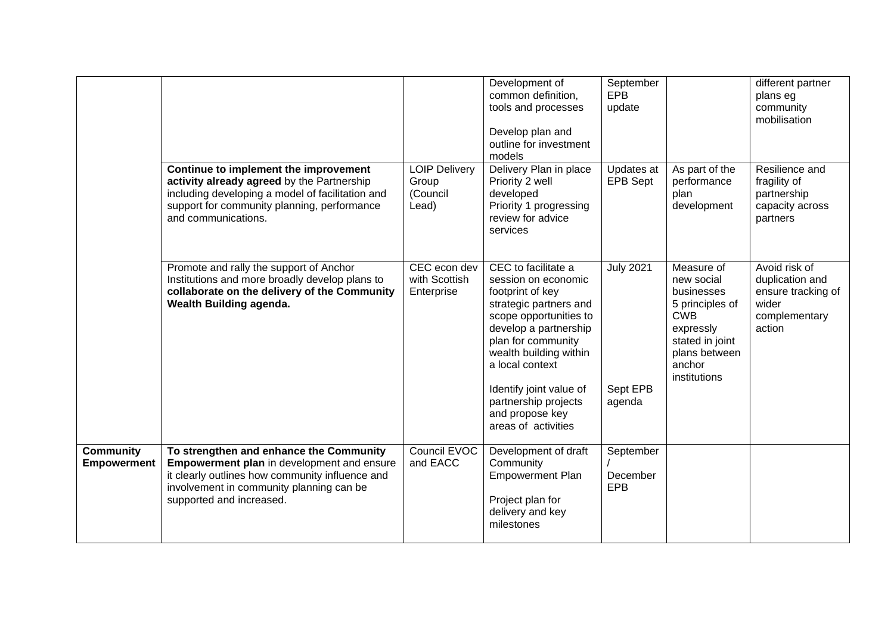| | | | Development of common definition, tools and processes<br><br>Develop plan and outline for investment models | September EPB update | | different partner plans eg community mobilisation |
|---|---|---|---|---|---|---|
| | **Continue to implement the improvement activity already agreed** by the Partnership including developing a model of facilitation and support for community planning, performance and communications. | LOIP Delivery Group (Council Lead) | Delivery Plan in place Priority 2 well developed Priority 1 progressing review for advice services | Updates at EPB Sept | As part of the performance plan development | Resilience and fragility of partnership capacity across partners |
| | Promote and rally the support of Anchor Institutions and more broadly develop plans to **collaborate on the delivery of the Community Wealth Building agenda.** | CEC econ dev with Scottish Enterprise | CEC to facilitate a session on economic footprint of key strategic partners and scope opportunities to develop a partnership plan for community wealth building within a local context<br><br>Identify joint value of partnership projects and propose key areas of activities | July 2021<br><br>Sept EPB agenda | Measure of new social businesses 5 principles of CWB expressly stated in joint plans between anchor institutions | Avoid risk of duplication and ensure tracking of wider complementary action |
| **Community Empowerment** | **To strengthen and enhance the Community Empowerment plan** in development and ensure it clearly outlines how community influence and involvement in community planning can be supported and increased. | Council EVOC and EACC | Development of draft Community Empowerment Plan<br><br>Project plan for delivery and key milestones | September / December EPB | | |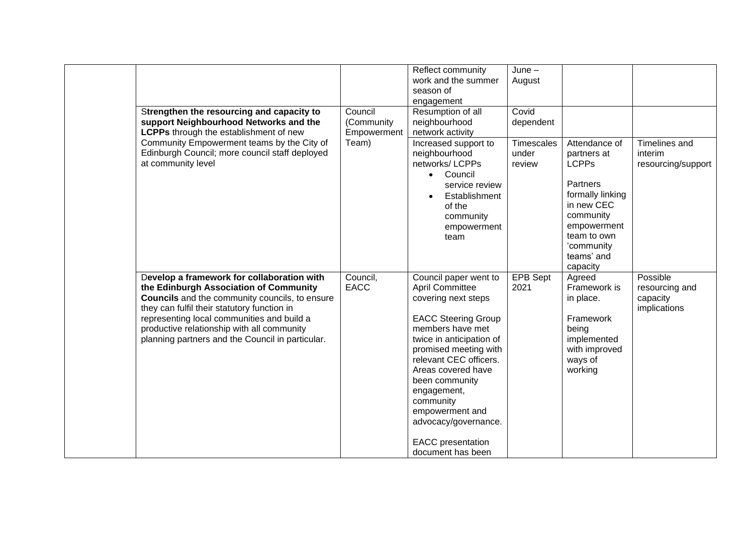| | | | | | | |
|---|---|---|---|---|---|---|
| | | | Reflect community work and the summer season of engagement | June – August | | |
| | **Strengthen the resourcing and capacity to support Neighbourhood Networks and the LCPPs** through the establishment of new Community Empowerment teams by the City of Edinburgh Council; more council staff deployed at community level | Council (Community Empowerment Team) | Resumption of all neighbourhood network activity | Covid dependent | | |
| | | | Increased support to neighbourhood networks/ LCPPs<br>• Council service review<br>• Establishment of the community empowerment team | Timescales under review | Attendance of partners at LCPPs<br><br>Partners formally linking in new CEC community empowerment team to own 'community teams' and capacity | Timelines and interim resourcing/support |
| | **Develop a framework for collaboration with the Edinburgh Association of Community Councils** and the community councils, to ensure they can fulfil their statutory function in representing local communities and build a productive relationship with all community planning partners and the Council in particular. | Council, EACC | Council paper went to April Committee covering next steps<br><br>EACC Steering Group members have met twice in anticipation of promised meeting with relevant CEC officers. Areas covered have been community engagement, community empowerment and advocacy/governance.<br><br>EACC presentation document has been | EPB Sept 2021 | Agreed Framework is in place.<br><br>Framework being implemented with improved ways of working | Possible resourcing and capacity implications |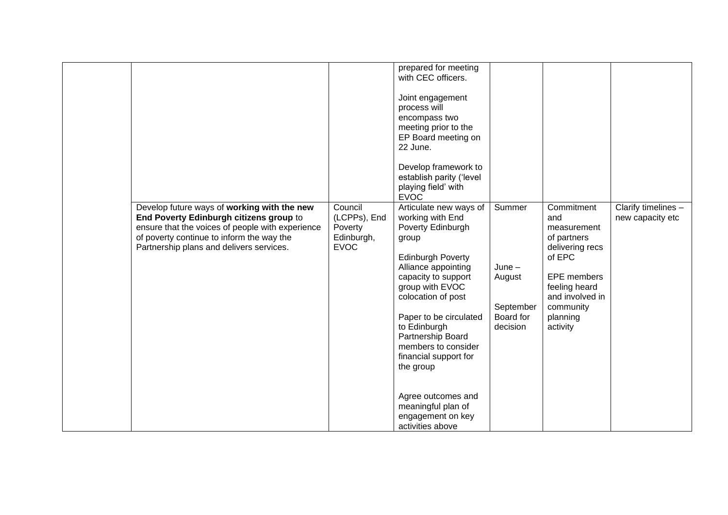| | | | | | | |
|---|---|---|---|---|---|---|
| | | | prepared for meeting with CEC officers.<br><br>Joint engagement process will encompass two meeting prior to the EP Board meeting on 22 June.<br><br>Develop framework to establish parity ('level playing field' with EVOC | | | |
| | Develop future ways of **working with the new End Poverty Edinburgh citizens group** to ensure that the voices of people with experience of poverty continue to inform the way the Partnership plans and delivers services. | Council (LCPPs), End Poverty Edinburgh, EVOC | Articulate new ways of working with End Poverty Edinburgh group<br><br>Edinburgh Poverty Alliance appointing capacity to support group with EVOC colocation of post<br><br>Paper to be circulated to Edinburgh Partnership Board members to consider financial support for the group<br><br>Agree outcomes and meaningful plan of engagement on key activities above | Summer<br><br>June – August<br><br>September Board for decision | Commitment and measurement of partners delivering recs of EPC<br><br>EPE members feeling heard and involved in community planning activity | Clarify timelines – new capacity etc |